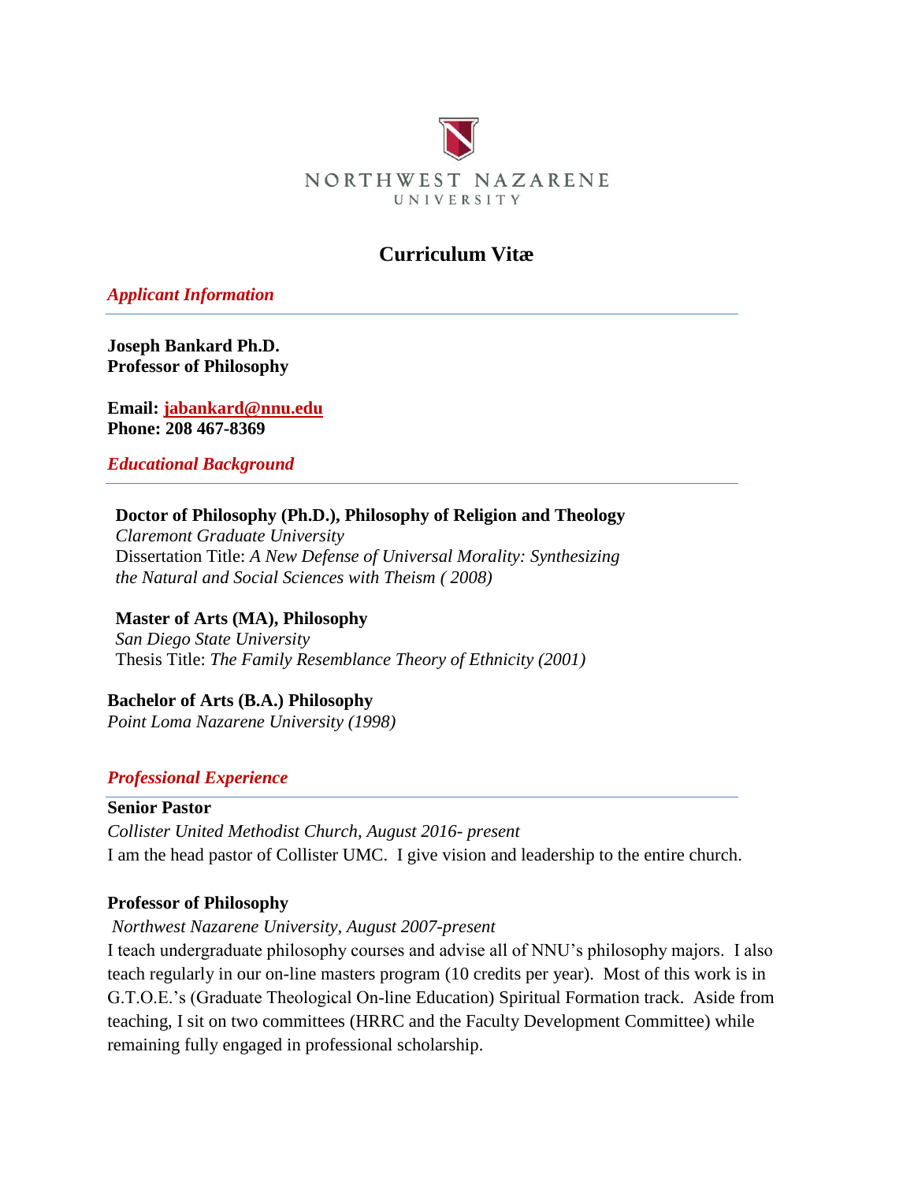NORTHWEST NAZARENE
UNIVERSITY

# Curriculum Vitæ

## *Applicant Information*

**Joseph Bankard Ph.D.**
**Professor of Philosophy**

**Email: jabankard@nnu.edu**
**Phone: 208 467-8369**

## *Educational Background*

**Doctor of Philosophy (Ph.D.), Philosophy of Religion and Theology**
*Claremont Graduate University*
Dissertation Title: *A New Defense of Universal Morality: Synthesizing the Natural and Social Sciences with Theism ( 2008)*

**Master of Arts (MA), Philosophy**
*San Diego State University*
Thesis Title: *The Family Resemblance Theory of Ethnicity (2001)*

**Bachelor of Arts (B.A.) Philosophy**
*Point Loma Nazarene University (1998)*

## *Professional Experience*

**Senior Pastor**
*Collister United Methodist Church, August 2016- present*
I am the head pastor of Collister UMC. I give vision and leadership to the entire church.

**Professor of Philosophy**
*Northwest Nazarene University, August 2007-present*
I teach undergraduate philosophy courses and advise all of NNU's philosophy majors. I also teach regularly in our on-line masters program (10 credits per year). Most of this work is in G.T.O.E.'s (Graduate Theological On-line Education) Spiritual Formation track. Aside from teaching, I sit on two committees (HRRC and the Faculty Development Committee) while remaining fully engaged in professional scholarship.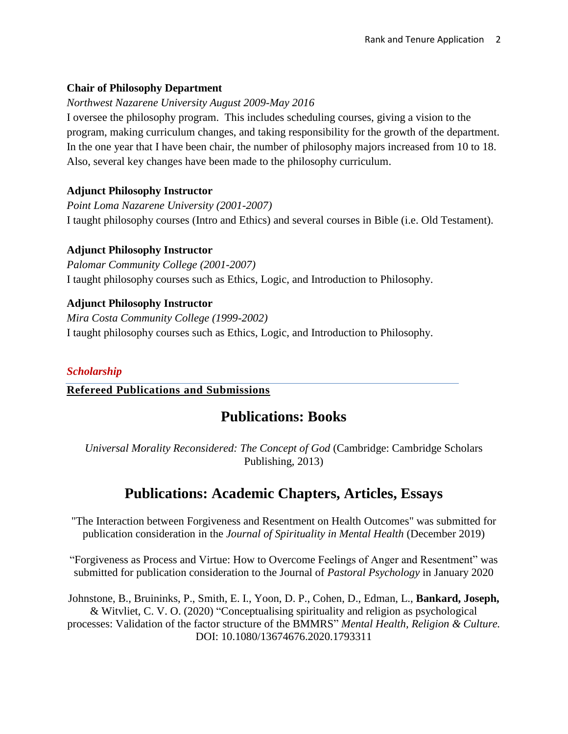**Chair of Philosophy Department**

*Northwest Nazarene University August 2009-May 2016*

I oversee the philosophy program. This includes scheduling courses, giving a vision to the program, making curriculum changes, and taking responsibility for the growth of the department. In the one year that I have been chair, the number of philosophy majors increased from 10 to 18. Also, several key changes have been made to the philosophy curriculum.

**Adjunct Philosophy Instructor**

*Point Loma Nazarene University (2001-2007)*

I taught philosophy courses (Intro and Ethics) and several courses in Bible (i.e. Old Testament).

**Adjunct Philosophy Instructor**

*Palomar Community College (2001-2007)*

I taught philosophy courses such as Ethics, Logic, and Introduction to Philosophy.

**Adjunct Philosophy Instructor**

*Mira Costa Community College (1999-2002)*

I taught philosophy courses such as Ethics, Logic, and Introduction to Philosophy.

***Scholarship***

**Refereed Publications and Submissions**

## Publications: Books

*Universal Morality Reconsidered: The Concept of God* (Cambridge: Cambridge Scholars Publishing, 2013)

## Publications: Academic Chapters, Articles, Essays

"The Interaction between Forgiveness and Resentment on Health Outcomes" was submitted for publication consideration in the *Journal of Spirituality in Mental Health* (December 2019)

"Forgiveness as Process and Virtue: How to Overcome Feelings of Anger and Resentment" was submitted for publication consideration to the Journal of *Pastoral Psychology* in January 2020

Johnstone, B., Bruininks, P., Smith, E. I., Yoon, D. P., Cohen, D., Edman, L., **Bankard, Joseph,** & Witvliet, C. V. O. (2020) "Conceptualising spirituality and religion as psychological processes: Validation of the factor structure of the BMMRS" *Mental Health, Religion & Culture.* DOI: 10.1080/13674676.2020.1793311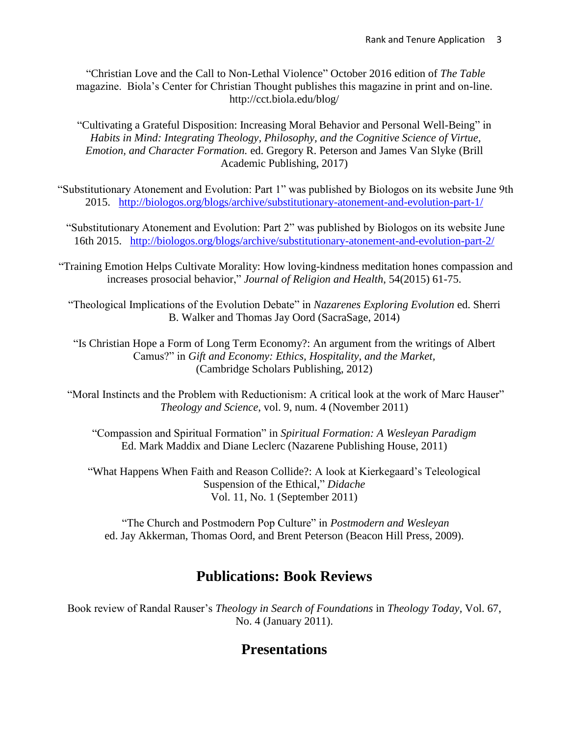"Christian Love and the Call to Non-Lethal Violence" October 2016 edition of *The Table* magazine. Biola's Center for Christian Thought publishes this magazine in print and on-line. http://cct.biola.edu/blog/

"Cultivating a Grateful Disposition: Increasing Moral Behavior and Personal Well-Being" in *Habits in Mind: Integrating Theology, Philosophy, and the Cognitive Science of Virtue, Emotion, and Character Formation.* ed. Gregory R. Peterson and James Van Slyke (Brill Academic Publishing, 2017)

"Substitutionary Atonement and Evolution: Part 1" was published by Biologos on its website June 9th 2015. http://biologos.org/blogs/archive/substitutionary-atonement-and-evolution-part-1/

"Substitutionary Atonement and Evolution: Part 2" was published by Biologos on its website June 16th 2015. http://biologos.org/blogs/archive/substitutionary-atonement-and-evolution-part-2/

"Training Emotion Helps Cultivate Morality: How loving-kindness meditation hones compassion and increases prosocial behavior," *Journal of Religion and Health*, 54(2015) 61-75.

"Theological Implications of the Evolution Debate" in *Nazarenes Exploring Evolution* ed. Sherri B. Walker and Thomas Jay Oord (SacraSage, 2014)

"Is Christian Hope a Form of Long Term Economy?: An argument from the writings of Albert Camus?" in *Gift and Economy: Ethics, Hospitality, and the Market,* (Cambridge Scholars Publishing, 2012)

"Moral Instincts and the Problem with Reductionism: A critical look at the work of Marc Hauser" *Theology and Science*, vol. 9, num. 4 (November 2011)

"Compassion and Spiritual Formation" in *Spiritual Formation: A Wesleyan Paradigm* Ed. Mark Maddix and Diane Leclerc (Nazarene Publishing House, 2011)

"What Happens When Faith and Reason Collide?: A look at Kierkegaard's Teleological Suspension of the Ethical," *Didache* Vol. 11, No. 1 (September 2011)

"The Church and Postmodern Pop Culture" in *Postmodern and Wesleyan* ed. Jay Akkerman, Thomas Oord, and Brent Peterson (Beacon Hill Press, 2009).

## Publications: Book Reviews

Book review of Randal Rauser's *Theology in Search of Foundations* in *Theology Today*, Vol. 67, No. 4 (January 2011).

## Presentations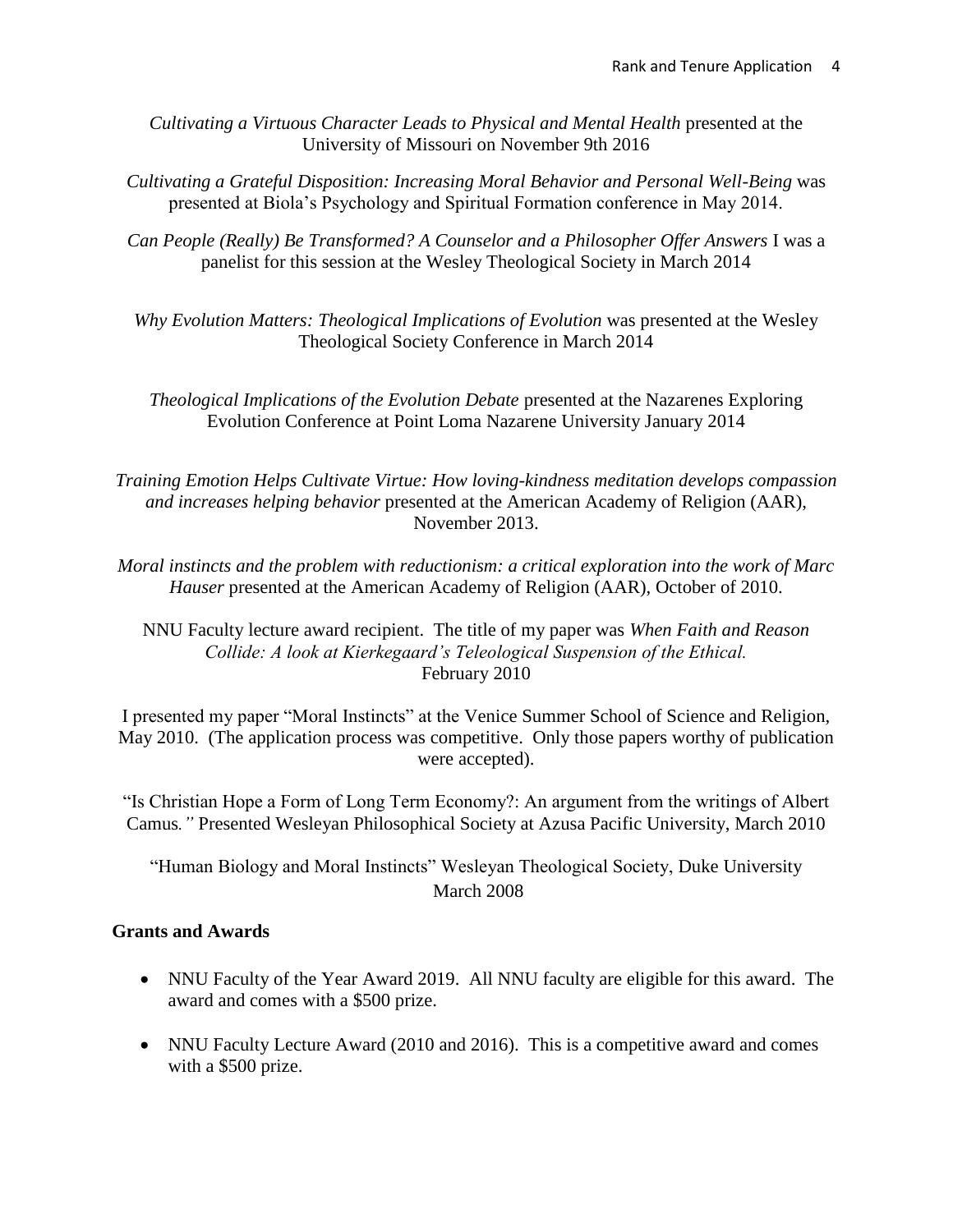*Cultivating a Virtuous Character Leads to Physical and Mental Health* presented at the University of Missouri on November 9th 2016

*Cultivating a Grateful Disposition: Increasing Moral Behavior and Personal Well-Being* was presented at Biola's Psychology and Spiritual Formation conference in May 2014.

*Can People (Really) Be Transformed? A Counselor and a Philosopher Offer Answers* I was a panelist for this session at the Wesley Theological Society in March 2014

*Why Evolution Matters: Theological Implications of Evolution* was presented at the Wesley Theological Society Conference in March 2014

*Theological Implications of the Evolution Debate* presented at the Nazarenes Exploring Evolution Conference at Point Loma Nazarene University January 2014

*Training Emotion Helps Cultivate Virtue: How loving-kindness meditation develops compassion and increases helping behavior* presented at the American Academy of Religion (AAR), November 2013.

*Moral instincts and the problem with reductionism: a critical exploration into the work of Marc Hauser* presented at the American Academy of Religion (AAR), October of 2010.

NNU Faculty lecture award recipient. The title of my paper was *When Faith and Reason Collide: A look at Kierkegaard's Teleological Suspension of the Ethical.* February 2010

I presented my paper "Moral Instincts" at the Venice Summer School of Science and Religion, May 2010. (The application process was competitive. Only those papers worthy of publication were accepted).

"Is Christian Hope a Form of Long Term Economy?: An argument from the writings of Albert Camus*."* Presented Wesleyan Philosophical Society at Azusa Pacific University, March 2010

"Human Biology and Moral Instincts" Wesleyan Theological Society, Duke University March 2008

**Grants and Awards**

- NNU Faculty of the Year Award 2019. All NNU faculty are eligible for this award. The award and comes with a $500 prize.
- NNU Faculty Lecture Award (2010 and 2016). This is a competitive award and comes with a $500 prize.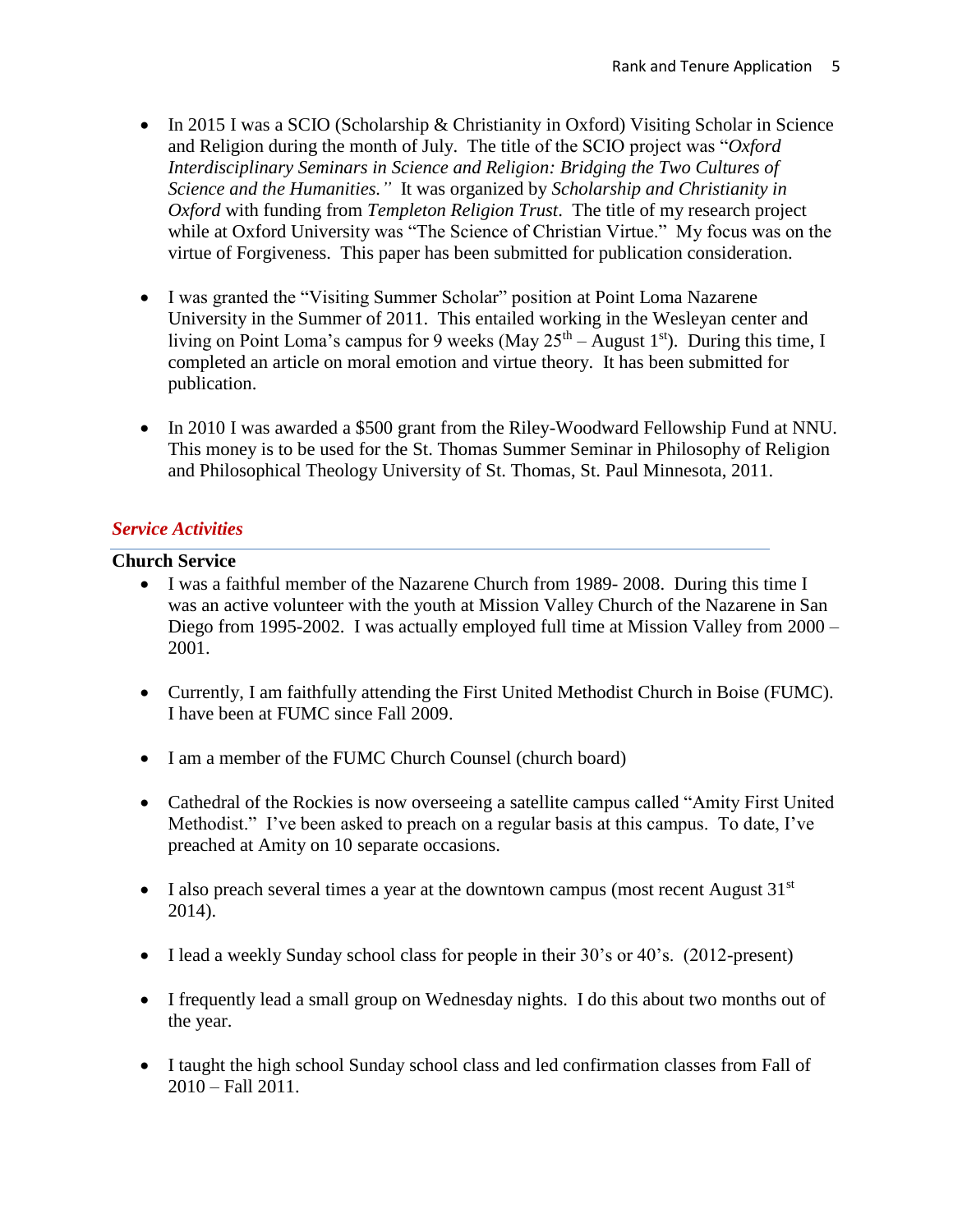- In 2015 I was a SCIO (Scholarship & Christianity in Oxford) Visiting Scholar in Science and Religion during the month of July. The title of the SCIO project was "*Oxford Interdisciplinary Seminars in Science and Religion: Bridging the Two Cultures of Science and the Humanities."* It was organized by *Scholarship and Christianity in Oxford* with funding from *Templeton Religion Trust*. The title of my research project while at Oxford University was "The Science of Christian Virtue." My focus was on the virtue of Forgiveness. This paper has been submitted for publication consideration.

- I was granted the "Visiting Summer Scholar" position at Point Loma Nazarene University in the Summer of 2011. This entailed working in the Wesleyan center and living on Point Loma's campus for 9 weeks (May 25th – August 1st). During this time, I completed an article on moral emotion and virtue theory. It has been submitted for publication.

- In 2010 I was awarded a $500 grant from the Riley-Woodward Fellowship Fund at NNU. This money is to be used for the St. Thomas Summer Seminar in Philosophy of Religion and Philosophical Theology University of St. Thomas, St. Paul Minnesota, 2011.

## *Service Activities*

### Church Service

- I was a faithful member of the Nazarene Church from 1989- 2008. During this time I was an active volunteer with the youth at Mission Valley Church of the Nazarene in San Diego from 1995-2002. I was actually employed full time at Mission Valley from 2000 – 2001.

- Currently, I am faithfully attending the First United Methodist Church in Boise (FUMC). I have been at FUMC since Fall 2009.

- I am a member of the FUMC Church Counsel (church board)

- Cathedral of the Rockies is now overseeing a satellite campus called "Amity First United Methodist." I've been asked to preach on a regular basis at this campus. To date, I've preached at Amity on 10 separate occasions.

- I also preach several times a year at the downtown campus (most recent August 31st 2014).

- I lead a weekly Sunday school class for people in their 30's or 40's. (2012-present)

- I frequently lead a small group on Wednesday nights. I do this about two months out of the year.

- I taught the high school Sunday school class and led confirmation classes from Fall of 2010 – Fall 2011.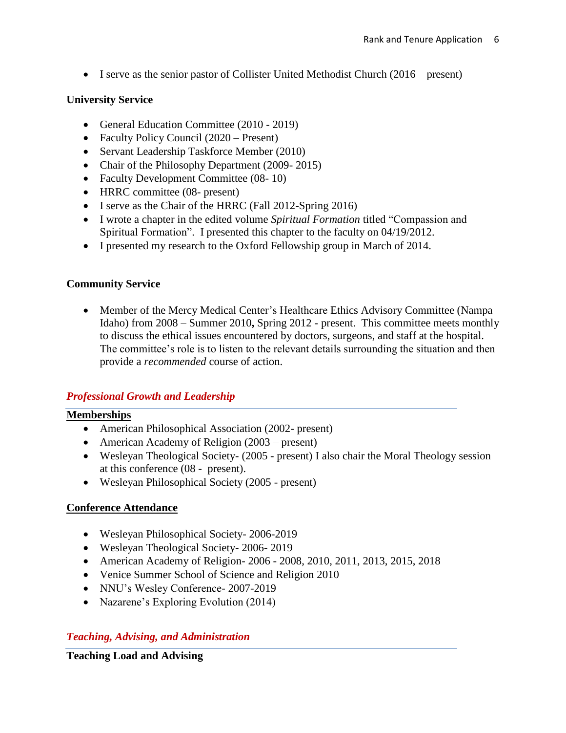- I serve as the senior pastor of Collister United Methodist Church (2016 – present)

**University Service**

- General Education Committee (2010 - 2019)
- Faculty Policy Council (2020 – Present)
- Servant Leadership Taskforce Member (2010)
- Chair of the Philosophy Department (2009- 2015)
- Faculty Development Committee (08- 10)
- HRRC committee (08- present)
- I serve as the Chair of the HRRC (Fall 2012-Spring 2016)
- I wrote a chapter in the edited volume *Spiritual Formation* titled "Compassion and Spiritual Formation". I presented this chapter to the faculty on 04/19/2012.
- I presented my research to the Oxford Fellowship group in March of 2014.

**Community Service**

- Member of the Mercy Medical Center's Healthcare Ethics Advisory Committee (Nampa Idaho) from 2008 – Summer 2010**,** Spring 2012 - present. This committee meets monthly to discuss the ethical issues encountered by doctors, surgeons, and staff at the hospital. The committee's role is to listen to the relevant details surrounding the situation and then provide a *recommended* course of action.

## *Professional Growth and Leadership*

**Memberships**

- American Philosophical Association (2002- present)
- American Academy of Religion (2003 – present)
- Wesleyan Theological Society- (2005 - present) I also chair the Moral Theology session at this conference (08 - present).
- Wesleyan Philosophical Society (2005 - present)

**Conference Attendance**

- Wesleyan Philosophical Society- 2006-2019
- Wesleyan Theological Society- 2006- 2019
- American Academy of Religion- 2006 - 2008, 2010, 2011, 2013, 2015, 2018
- Venice Summer School of Science and Religion 2010
- NNU's Wesley Conference- 2007-2019
- Nazarene's Exploring Evolution (2014)

## *Teaching, Advising, and Administration*

**Teaching Load and Advising**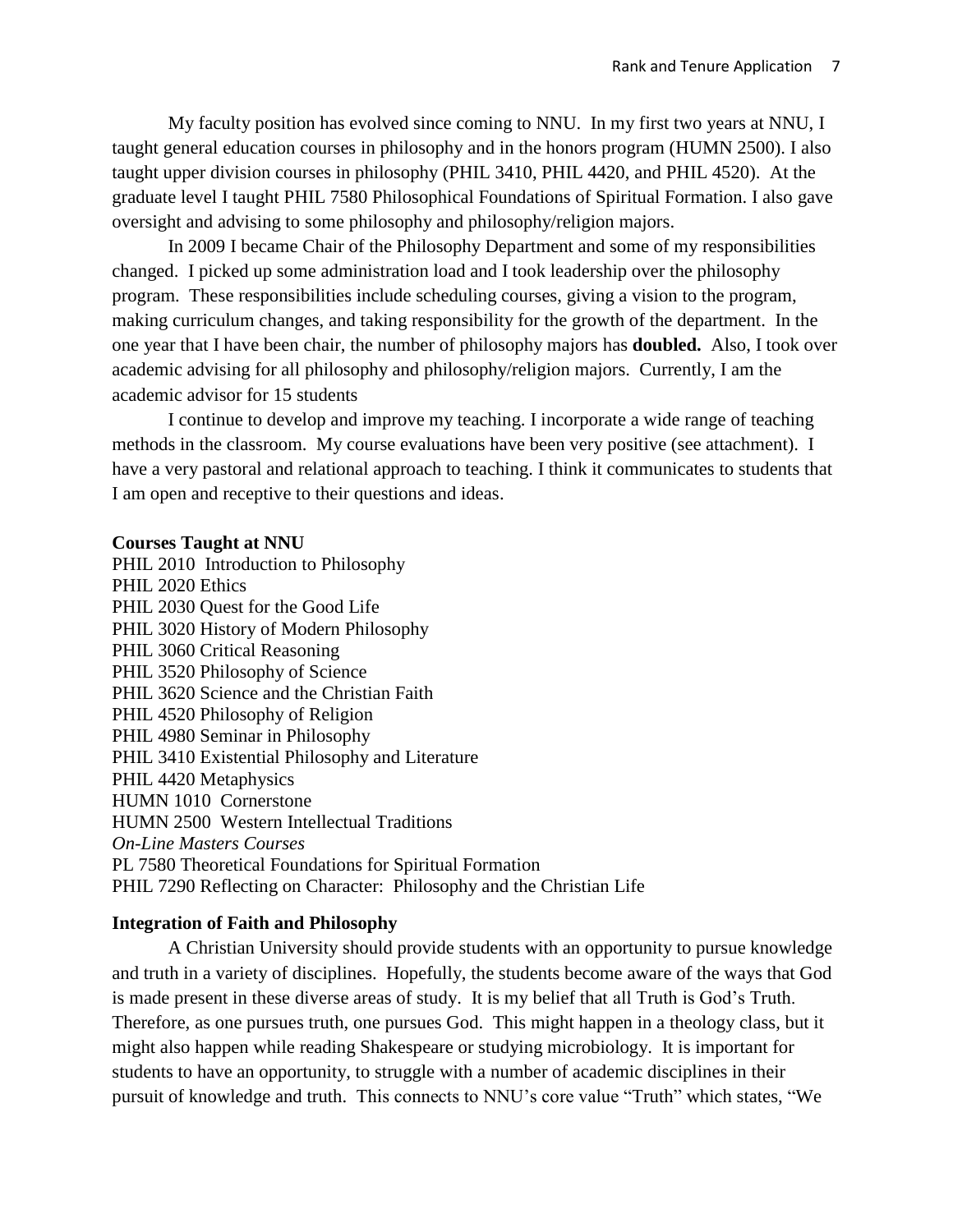My faculty position has evolved since coming to NNU. In my first two years at NNU, I taught general education courses in philosophy and in the honors program (HUMN 2500). I also taught upper division courses in philosophy (PHIL 3410, PHIL 4420, and PHIL 4520). At the graduate level I taught PHIL 7580 Philosophical Foundations of Spiritual Formation. I also gave oversight and advising to some philosophy and philosophy/religion majors.

In 2009 I became Chair of the Philosophy Department and some of my responsibilities changed. I picked up some administration load and I took leadership over the philosophy program. These responsibilities include scheduling courses, giving a vision to the program, making curriculum changes, and taking responsibility for the growth of the department. In the one year that I have been chair, the number of philosophy majors has **doubled.** Also, I took over academic advising for all philosophy and philosophy/religion majors. Currently, I am the academic advisor for 15 students

I continue to develop and improve my teaching. I incorporate a wide range of teaching methods in the classroom. My course evaluations have been very positive (see attachment). I have a very pastoral and relational approach to teaching. I think it communicates to students that I am open and receptive to their questions and ideas.

**Courses Taught at NNU**

PHIL 2010 Introduction to Philosophy
PHIL 2020 Ethics
PHIL 2030 Quest for the Good Life
PHIL 3020 History of Modern Philosophy
PHIL 3060 Critical Reasoning
PHIL 3520 Philosophy of Science
PHIL 3620 Science and the Christian Faith
PHIL 4520 Philosophy of Religion
PHIL 4980 Seminar in Philosophy
PHIL 3410 Existential Philosophy and Literature
PHIL 4420 Metaphysics
HUMN 1010 Cornerstone
HUMN 2500 Western Intellectual Traditions
*On-Line Masters Courses*
PL 7580 Theoretical Foundations for Spiritual Formation
PHIL 7290 Reflecting on Character: Philosophy and the Christian Life

**Integration of Faith and Philosophy**

A Christian University should provide students with an opportunity to pursue knowledge and truth in a variety of disciplines. Hopefully, the students become aware of the ways that God is made present in these diverse areas of study. It is my belief that all Truth is God's Truth. Therefore, as one pursues truth, one pursues God. This might happen in a theology class, but it might also happen while reading Shakespeare or studying microbiology. It is important for students to have an opportunity, to struggle with a number of academic disciplines in their pursuit of knowledge and truth. This connects to NNU's core value "Truth" which states, "We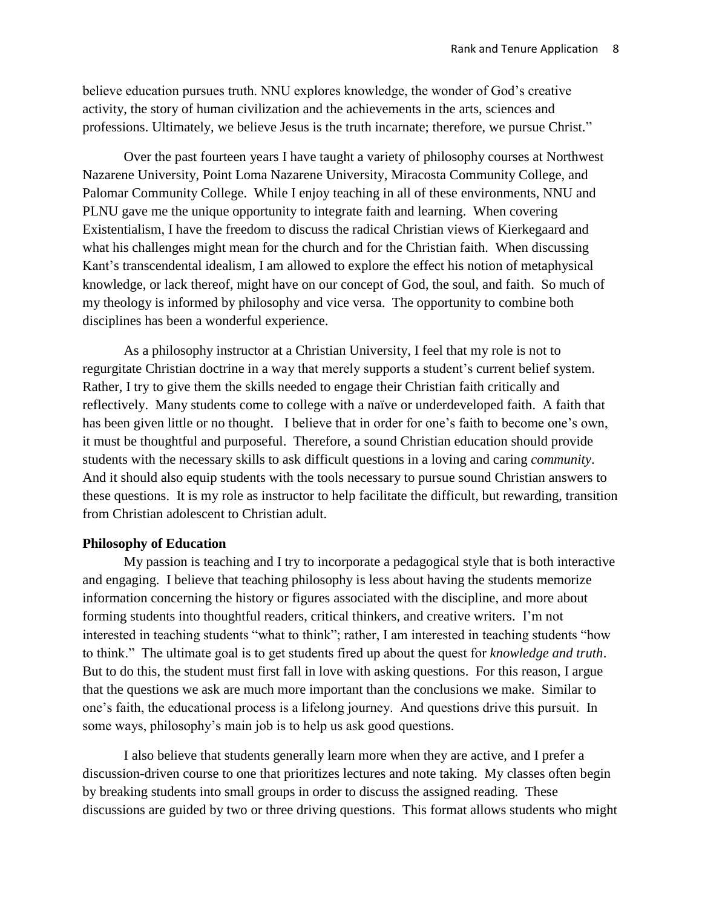believe education pursues truth. NNU explores knowledge, the wonder of God's creative activity, the story of human civilization and the achievements in the arts, sciences and professions. Ultimately, we believe Jesus is the truth incarnate; therefore, we pursue Christ."

Over the past fourteen years I have taught a variety of philosophy courses at Northwest Nazarene University, Point Loma Nazarene University, Miracosta Community College, and Palomar Community College. While I enjoy teaching in all of these environments, NNU and PLNU gave me the unique opportunity to integrate faith and learning. When covering Existentialism, I have the freedom to discuss the radical Christian views of Kierkegaard and what his challenges might mean for the church and for the Christian faith. When discussing Kant's transcendental idealism, I am allowed to explore the effect his notion of metaphysical knowledge, or lack thereof, might have on our concept of God, the soul, and faith. So much of my theology is informed by philosophy and vice versa. The opportunity to combine both disciplines has been a wonderful experience.

As a philosophy instructor at a Christian University, I feel that my role is not to regurgitate Christian doctrine in a way that merely supports a student's current belief system. Rather, I try to give them the skills needed to engage their Christian faith critically and reflectively. Many students come to college with a naïve or underdeveloped faith. A faith that has been given little or no thought. I believe that in order for one's faith to become one's own, it must be thoughtful and purposeful. Therefore, a sound Christian education should provide students with the necessary skills to ask difficult questions in a loving and caring *community*. And it should also equip students with the tools necessary to pursue sound Christian answers to these questions. It is my role as instructor to help facilitate the difficult, but rewarding, transition from Christian adolescent to Christian adult.

**Philosophy of Education**

My passion is teaching and I try to incorporate a pedagogical style that is both interactive and engaging. I believe that teaching philosophy is less about having the students memorize information concerning the history or figures associated with the discipline, and more about forming students into thoughtful readers, critical thinkers, and creative writers. I'm not interested in teaching students "what to think"; rather, I am interested in teaching students "how to think." The ultimate goal is to get students fired up about the quest for *knowledge and truth*. But to do this, the student must first fall in love with asking questions. For this reason, I argue that the questions we ask are much more important than the conclusions we make. Similar to one's faith, the educational process is a lifelong journey. And questions drive this pursuit. In some ways, philosophy's main job is to help us ask good questions.

I also believe that students generally learn more when they are active, and I prefer a discussion-driven course to one that prioritizes lectures and note taking. My classes often begin by breaking students into small groups in order to discuss the assigned reading. These discussions are guided by two or three driving questions. This format allows students who might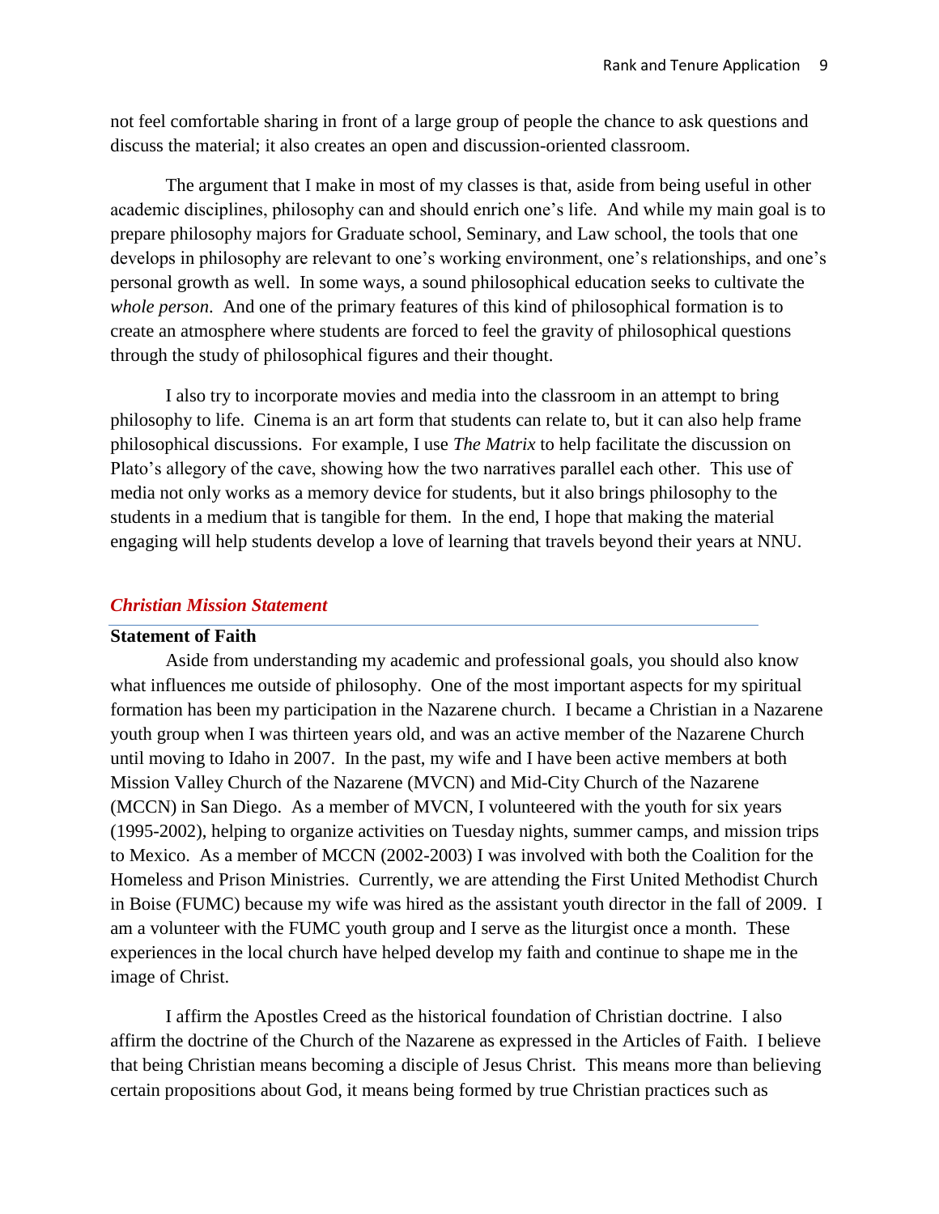not feel comfortable sharing in front of a large group of people the chance to ask questions and discuss the material; it also creates an open and discussion-oriented classroom.

The argument that I make in most of my classes is that, aside from being useful in other academic disciplines, philosophy can and should enrich one's life. And while my main goal is to prepare philosophy majors for Graduate school, Seminary, and Law school, the tools that one develops in philosophy are relevant to one's working environment, one's relationships, and one's personal growth as well. In some ways, a sound philosophical education seeks to cultivate the *whole person*. And one of the primary features of this kind of philosophical formation is to create an atmosphere where students are forced to feel the gravity of philosophical questions through the study of philosophical figures and their thought.

I also try to incorporate movies and media into the classroom in an attempt to bring philosophy to life. Cinema is an art form that students can relate to, but it can also help frame philosophical discussions. For example, I use *The Matrix* to help facilitate the discussion on Plato's allegory of the cave, showing how the two narratives parallel each other. This use of media not only works as a memory device for students, but it also brings philosophy to the students in a medium that is tangible for them. In the end, I hope that making the material engaging will help students develop a love of learning that travels beyond their years at NNU.

## *Christian Mission Statement*

### Statement of Faith

Aside from understanding my academic and professional goals, you should also know what influences me outside of philosophy. One of the most important aspects for my spiritual formation has been my participation in the Nazarene church. I became a Christian in a Nazarene youth group when I was thirteen years old, and was an active member of the Nazarene Church until moving to Idaho in 2007. In the past, my wife and I have been active members at both Mission Valley Church of the Nazarene (MVCN) and Mid-City Church of the Nazarene (MCCN) in San Diego. As a member of MVCN, I volunteered with the youth for six years (1995-2002), helping to organize activities on Tuesday nights, summer camps, and mission trips to Mexico. As a member of MCCN (2002-2003) I was involved with both the Coalition for the Homeless and Prison Ministries. Currently, we are attending the First United Methodist Church in Boise (FUMC) because my wife was hired as the assistant youth director in the fall of 2009. I am a volunteer with the FUMC youth group and I serve as the liturgist once a month. These experiences in the local church have helped develop my faith and continue to shape me in the image of Christ.

I affirm the Apostles Creed as the historical foundation of Christian doctrine. I also affirm the doctrine of the Church of the Nazarene as expressed in the Articles of Faith. I believe that being Christian means becoming a disciple of Jesus Christ. This means more than believing certain propositions about God, it means being formed by true Christian practices such as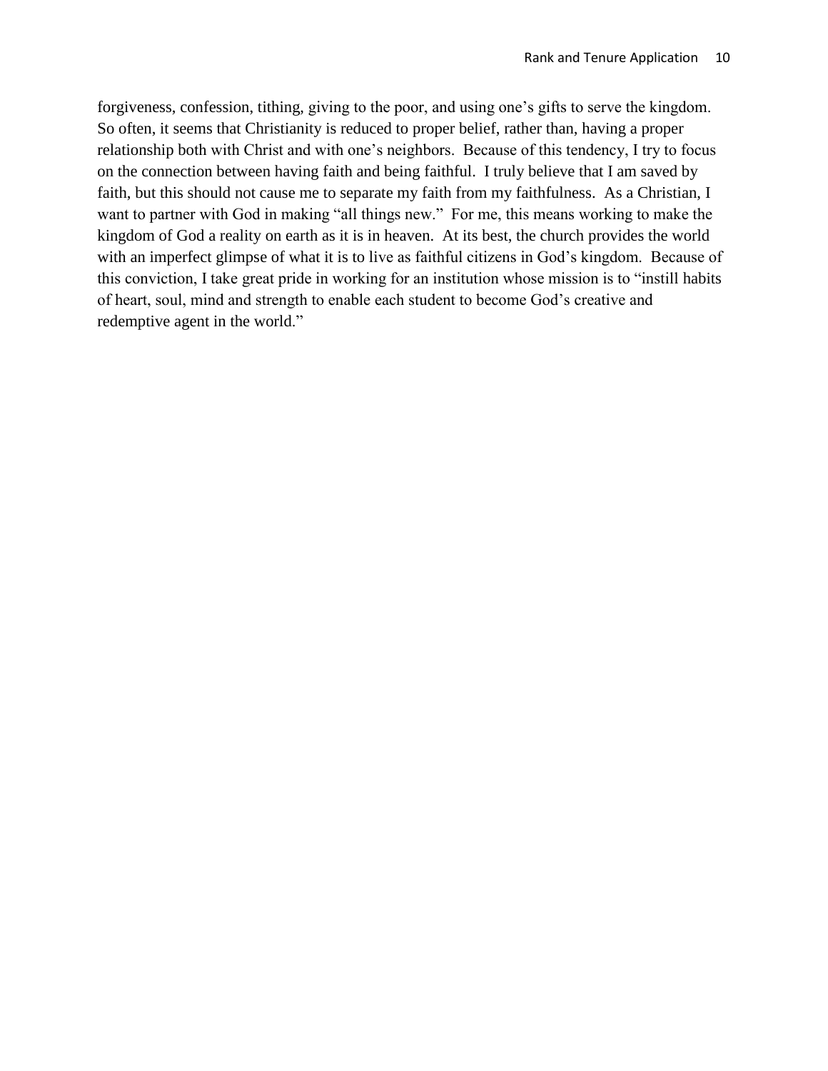forgiveness, confession, tithing, giving to the poor, and using one's gifts to serve the kingdom. So often, it seems that Christianity is reduced to proper belief, rather than, having a proper relationship both with Christ and with one's neighbors. Because of this tendency, I try to focus on the connection between having faith and being faithful. I truly believe that I am saved by faith, but this should not cause me to separate my faith from my faithfulness. As a Christian, I want to partner with God in making "all things new." For me, this means working to make the kingdom of God a reality on earth as it is in heaven. At its best, the church provides the world with an imperfect glimpse of what it is to live as faithful citizens in God's kingdom. Because of this conviction, I take great pride in working for an institution whose mission is to "instill habits of heart, soul, mind and strength to enable each student to become God's creative and redemptive agent in the world."